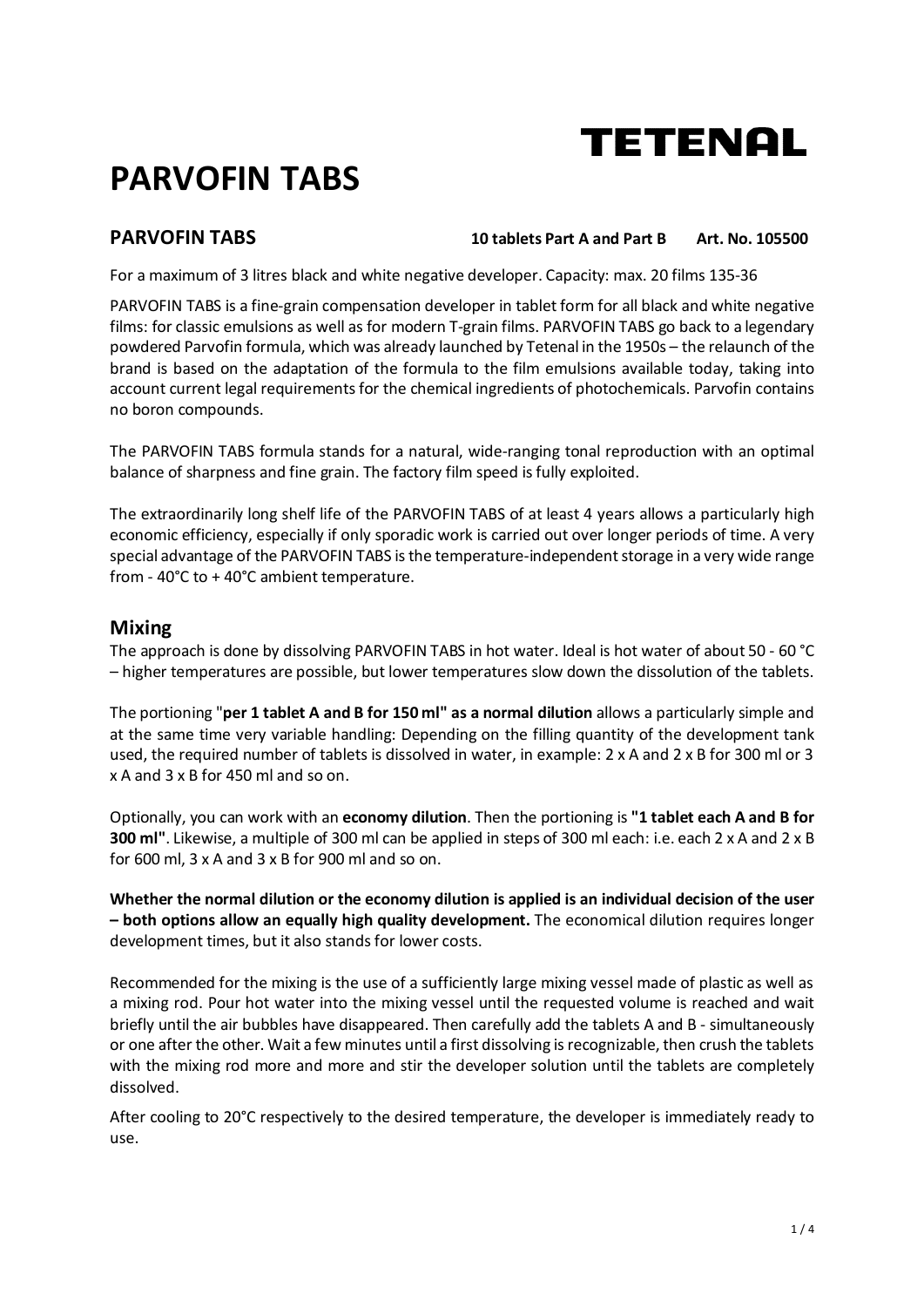TETENAL

# PARVOFIN TABS

## PARVOFIN TABS

**10 tablets Part A and Part B  Art. No. 105500**

For a maximum of 3 litres black and white negative developer. Capacity: max. 20 films 135-36

PARVOFIN TABS is a fine-grain compensation developer in tablet form for all black and white negative films: for classic emulsions as well as for modern T-grain films. PARVOFIN TABS go back to a legendary powdered Parvofin formula, which was already launched by Tetenal in the 1950s – the relaunch of the brand is based on the adaptation of the formula to the film emulsions available today, taking into account current legal requirements for the chemical ingredients of photochemicals. Parvofin contains no boron compounds.

The PARVOFIN TABS formula stands for a natural, wide-ranging tonal reproduction with an optimal balance of sharpness and fine grain. The factory film speed is fully exploited.

The extraordinarily long shelf life of the PARVOFIN TABS of at least 4 years allows a particularly high economic efficiency, especially if only sporadic work is carried out over longer periods of time. A very special advantage of the PARVOFIN TABS is the temperature-independent storage in a very wide range from - 40°C to + 40°C ambient temperature.

## Mixing

The approach is done by dissolving PARVOFIN TABS in hot water. Ideal is hot water of about 50 - 60 °C – higher temperatures are possible, but lower temperatures slow down the dissolution of the tablets.

The portioning "**per 1 tablet A and B for 150 ml" as a normal dilution** allows a particularly simple and at the same time very variable handling: Depending on the filling quantity of the development tank used, the required number of tablets is dissolved in water, in example: 2 x A and 2 x B for 300 ml or 3 x A and 3 x B for 450 ml and so on.

Optionally, you can work with an **economy dilution**. Then the portioning is **"1 tablet each A and B for 300 ml"**. Likewise, a multiple of 300 ml can be applied in steps of 300 ml each: i.e. each 2 x A and 2 x B for 600 ml, 3 x A and 3 x B for 900 ml and so on.

**Whether the normal dilution or the economy dilution is applied is an individual decision of the user – both options allow an equally high quality development.** The economical dilution requires longer development times, but it also stands for lower costs.

Recommended for the mixing is the use of a sufficiently large mixing vessel made of plastic as well as a mixing rod. Pour hot water into the mixing vessel until the requested volume is reached and wait briefly until the air bubbles have disappeared. Then carefully add the tablets A and B - simultaneously or one after the other. Wait a few minutes until a first dissolving is recognizable, then crush the tablets with the mixing rod more and more and stir the developer solution until the tablets are completely dissolved.

After cooling to 20°C respectively to the desired temperature, the developer is immediately ready to use.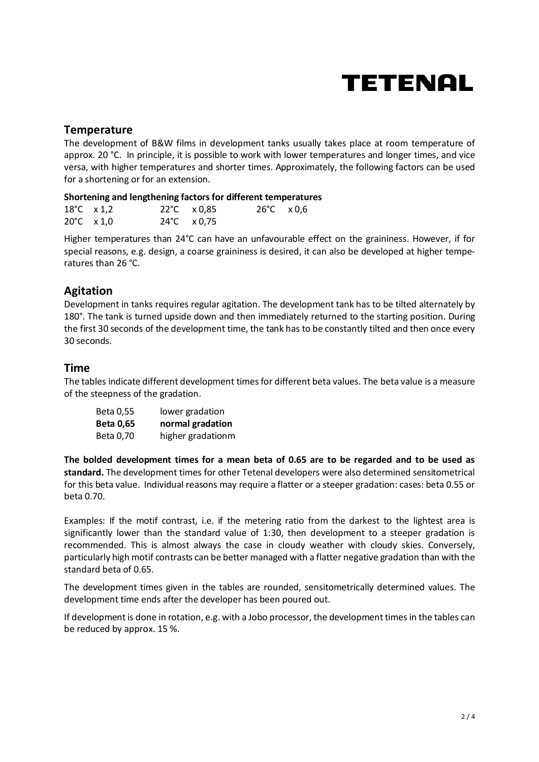# TETENAL

## Temperature

The development of B&W films in development tanks usually takes place at room temperature of approx. 20 °C. In principle, it is possible to work with lower temperatures and longer times, and vice versa, with higher temperatures and shorter times. Approximately, the following factors can be used for a shortening or for an extension.

**Shortening and lengthening factors for different temperatures**

| | | | | | |
|---|---|---|---|---|---|
| 18°C | x 1,2 | 22°C | x 0,85 | 26°C | x 0,6 |
| 20°C | x 1,0 | 24°C | x 0,75 | | |

Higher temperatures than 24°C can have an unfavourable effect on the graininess. However, if for special reasons, e.g. design, a coarse graininess is desired, it can also be developed at higher temperatures than 26 °C.

## Agitation

Development in tanks requires regular agitation. The development tank has to be tilted alternately by 180°. The tank is turned upside down and then immediately returned to the starting position. During the first 30 seconds of the development time, the tank has to be constantly tilted and then once every 30 seconds.

## Time

The tables indicate different development times for different beta values. The beta value is a measure of the steepness of the gradation.

| | |
|---|---|
| Beta 0,55 | lower gradation |
| **Beta 0,65** | **normal gradation** |
| Beta 0,70 | higher gradationm |

**The bolded development times for a mean beta of 0.65 are to be regarded and to be used as standard.** The development times for other Tetenal developers were also determined sensitometrical for this beta value. Individual reasons may require a flatter or a steeper gradation: cases: beta 0.55 or beta 0.70.

Examples: If the motif contrast, i.e. if the metering ratio from the darkest to the lightest area is significantly lower than the standard value of 1:30, then development to a steeper gradation is recommended. This is almost always the case in cloudy weather with cloudy skies. Conversely, particularly high motif contrasts can be better managed with a flatter negative gradation than with the standard beta of 0.65.

The development times given in the tables are rounded, sensitometrically determined values. The development time ends after the developer has been poured out.

If development is done in rotation, e.g. with a Jobo processor, the development times in the tables can be reduced by approx. 15 %.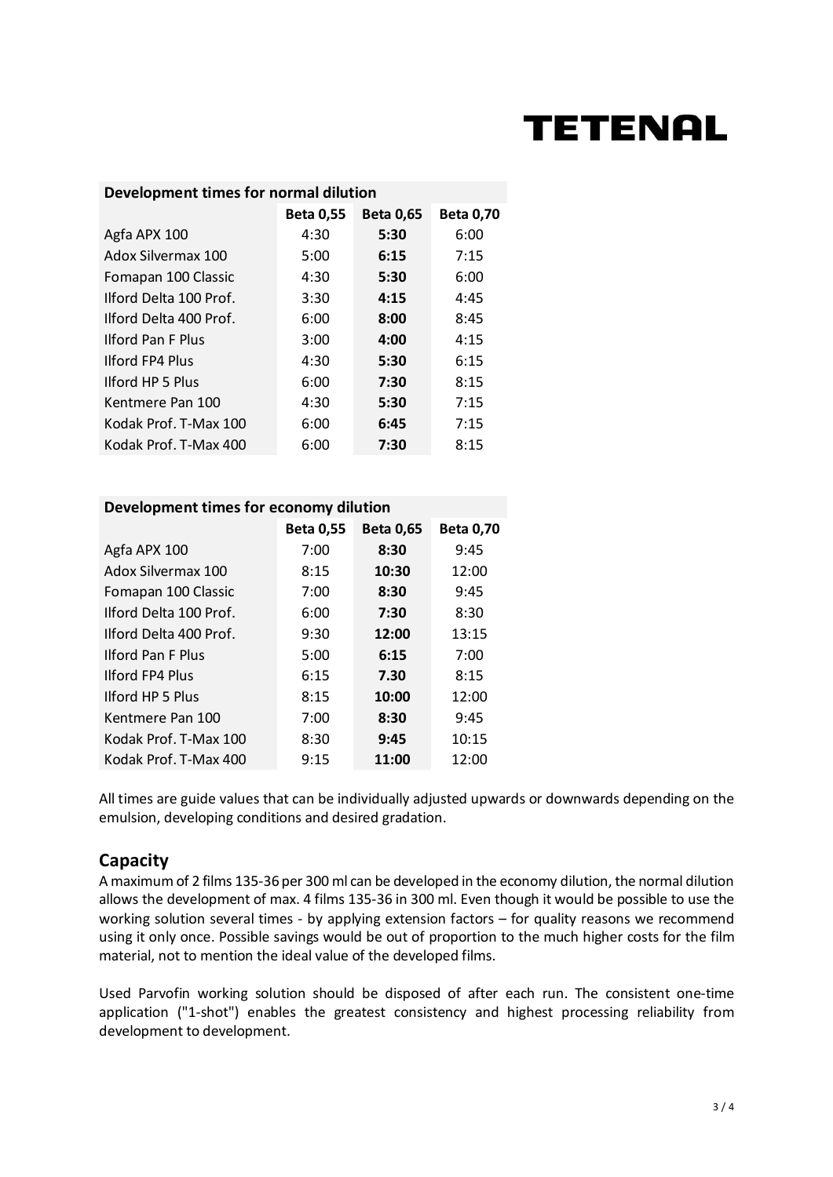| Development times for normal dilution | | | |
|---|---|---|---|
| | **Beta 0,55** | **Beta 0,65** | **Beta 0,70** |
| Agfa APX 100 | 4:30 | **5:30** | 6:00 |
| Adox Silvermax 100 | 5:00 | **6:15** | 7:15 |
| Fomapan 100 Classic | 4:30 | **5:30** | 6:00 |
| Ilford Delta 100 Prof. | 3:30 | **4:15** | 4:45 |
| Ilford Delta 400 Prof. | 6:00 | **8:00** | 8:45 |
| Ilford Pan F Plus | 3:00 | **4:00** | 4:15 |
| Ilford FP4 Plus | 4:30 | **5:30** | 6:15 |
| Ilford HP 5 Plus | 6:00 | **7:30** | 8:15 |
| Kentmere Pan 100 | 4:30 | **5:30** | 7:15 |
| Kodak Prof. T-Max 100 | 6:00 | **6:45** | 7:15 |
| Kodak Prof. T-Max 400 | 6:00 | **7:30** | 8:15 |

| Development times for economy dilution | | | |
|---|---|---|---|
| | **Beta 0,55** | **Beta 0,65** | **Beta 0,70** |
| Agfa APX 100 | 7:00 | **8:30** | 9:45 |
| Adox Silvermax 100 | 8:15 | **10:30** | 12:00 |
| Fomapan 100 Classic | 7:00 | **8:30** | 9:45 |
| Ilford Delta 100 Prof. | 6:00 | **7:30** | 8:30 |
| Ilford Delta 400 Prof. | 9:30 | **12:00** | 13:15 |
| Ilford Pan F Plus | 5:00 | **6:15** | 7:00 |
| Ilford FP4 Plus | 6:15 | **7.30** | 8:15 |
| Ilford HP 5 Plus | 8:15 | **10:00** | 12:00 |
| Kentmere Pan 100 | 7:00 | **8:30** | 9:45 |
| Kodak Prof. T-Max 100 | 8:30 | **9:45** | 10:15 |
| Kodak Prof. T-Max 400 | 9:15 | **11:00** | 12:00 |

All times are guide values that can be individually adjusted upwards or downwards depending on the emulsion, developing conditions and desired gradation.

## Capacity

A maximum of 2 films 135-36 per 300 ml can be developed in the economy dilution, the normal dilution allows the development of max. 4 films 135-36 in 300 ml. Even though it would be possible to use the working solution several times - by applying extension factors – for quality reasons we recommend using it only once. Possible savings would be out of proportion to the much higher costs for the film material, not to mention the ideal value of the developed films.

Used Parvofin working solution should be disposed of after each run. The consistent one-time application ("1-shot") enables the greatest consistency and highest processing reliability from development to development.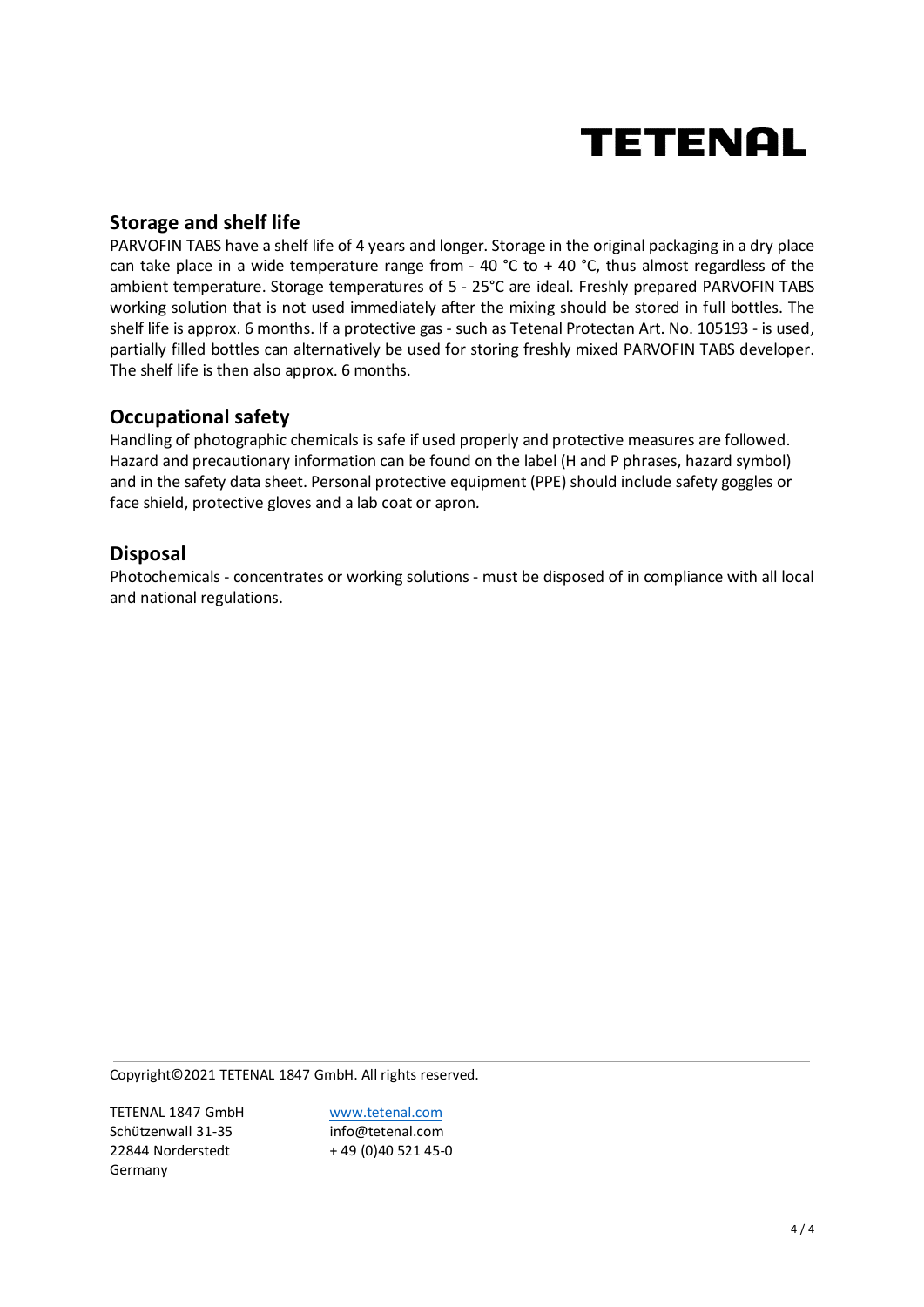## Storage and shelf life

PARVOFIN TABS have a shelf life of 4 years and longer. Storage in the original packaging in a dry place can take place in a wide temperature range from - 40 °C to + 40 °C, thus almost regardless of the ambient temperature. Storage temperatures of 5 - 25°C are ideal. Freshly prepared PARVOFIN TABS working solution that is not used immediately after the mixing should be stored in full bottles. The shelf life is approx. 6 months. If a protective gas - such as Tetenal Protectan Art. No. 105193 - is used, partially filled bottles can alternatively be used for storing freshly mixed PARVOFIN TABS developer. The shelf life is then also approx. 6 months.

## Occupational safety

Handling of photographic chemicals is safe if used properly and protective measures are followed. Hazard and precautionary information can be found on the label (H and P phrases, hazard symbol) and in the safety data sheet. Personal protective equipment (PPE) should include safety goggles or face shield, protective gloves and a lab coat or apron.

## Disposal

Photochemicals - concentrates or working solutions - must be disposed of in compliance with all local and national regulations.

Copyright©2021 TETENAL 1847 GmbH. All rights reserved.

TETENAL 1847 GmbH
Schützenwall 31-35
22844 Norderstedt
Germany

www.tetenal.com
info@tetenal.com
+ 49 (0)40 521 45-0